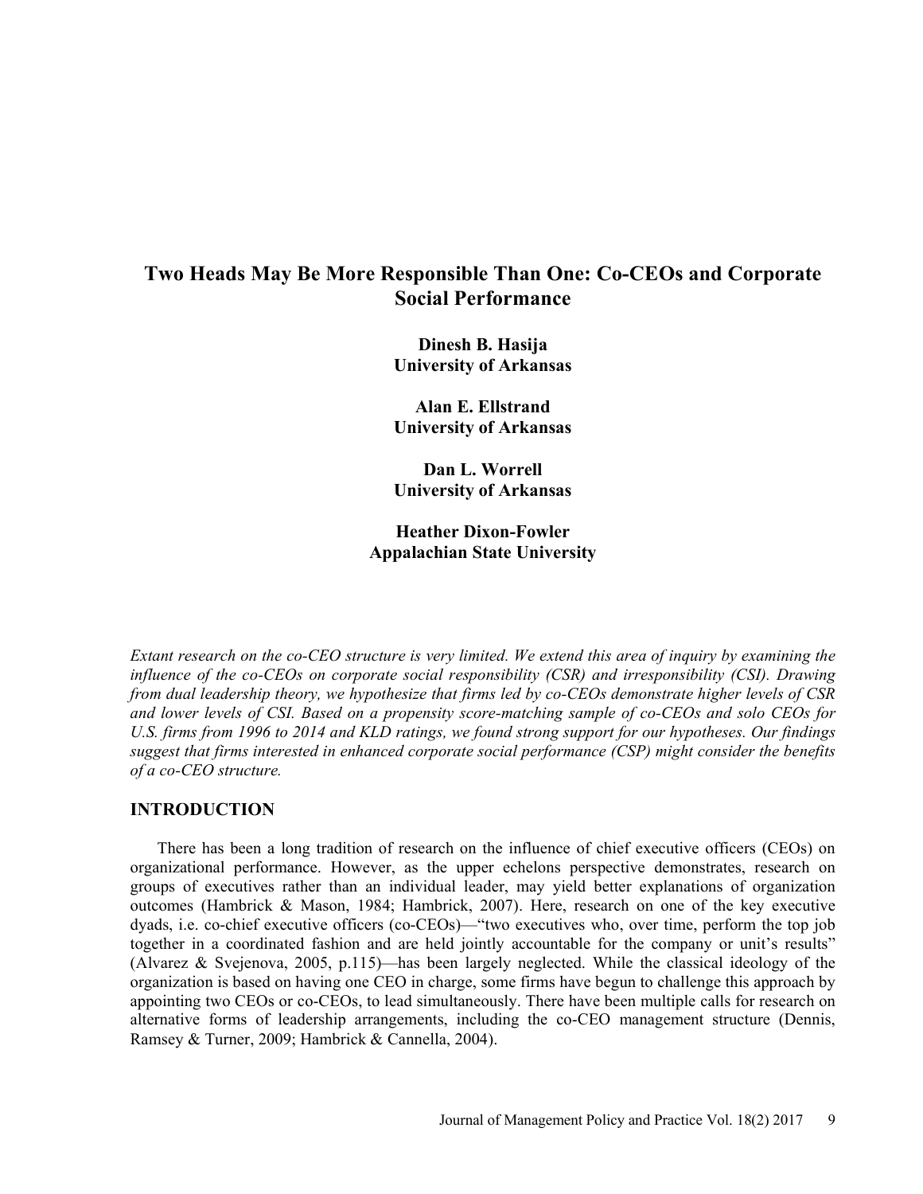# Two Heads May Be More Responsible Than One: Co-CEOs and Corporate Social Performance

**Dinesh B. Hasija**
**University of Arkansas**

**Alan E. Ellstrand**
**University of Arkansas**

**Dan L. Worrell**
**University of Arkansas**

**Heather Dixon-Fowler**
**Appalachian State University**

*Extant research on the co-CEO structure is very limited. We extend this area of inquiry by examining the influence of the co-CEOs on corporate social responsibility (CSR) and irresponsibility (CSI). Drawing from dual leadership theory, we hypothesize that firms led by co-CEOs demonstrate higher levels of CSR and lower levels of CSI. Based on a propensity score-matching sample of co-CEOs and solo CEOs for U.S. firms from 1996 to 2014 and KLD ratings, we found strong support for our hypotheses. Our findings suggest that firms interested in enhanced corporate social performance (CSP) might consider the benefits of a co-CEO structure.*

## INTRODUCTION

There has been a long tradition of research on the influence of chief executive officers (CEOs) on organizational performance. However, as the upper echelons perspective demonstrates, research on groups of executives rather than an individual leader, may yield better explanations of organization outcomes (Hambrick & Mason, 1984; Hambrick, 2007). Here, research on one of the key executive dyads, i.e. co-chief executive officers (co-CEOs)—"two executives who, over time, perform the top job together in a coordinated fashion and are held jointly accountable for the company or unit's results" (Alvarez & Svejenova, 2005, p.115)—has been largely neglected. While the classical ideology of the organization is based on having one CEO in charge, some firms have begun to challenge this approach by appointing two CEOs or co-CEOs, to lead simultaneously. There have been multiple calls for research on alternative forms of leadership arrangements, including the co-CEO management structure (Dennis, Ramsey & Turner, 2009; Hambrick & Cannella, 2004).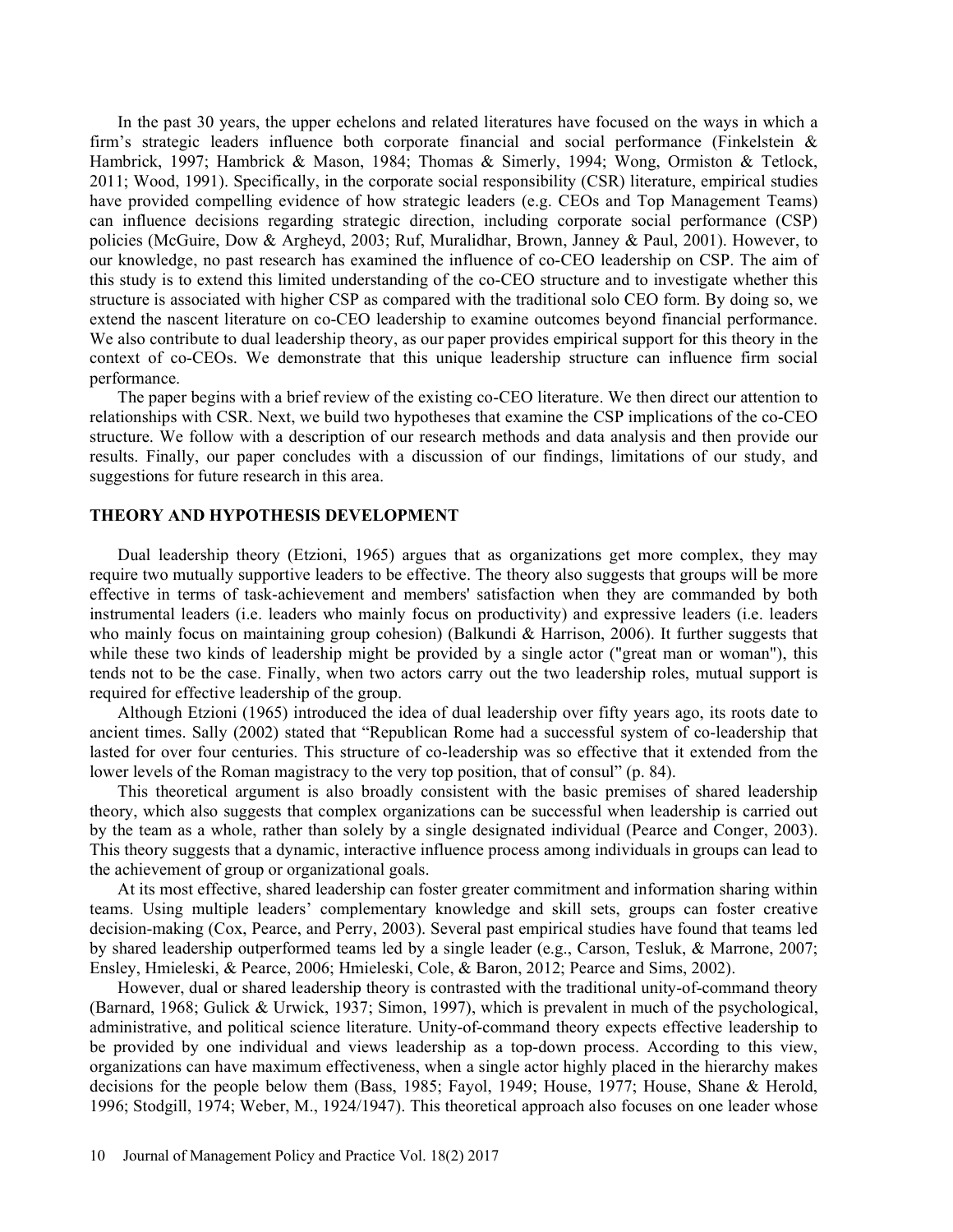In the past 30 years, the upper echelons and related literatures have focused on the ways in which a firm's strategic leaders influence both corporate financial and social performance (Finkelstein & Hambrick, 1997; Hambrick & Mason, 1984; Thomas & Simerly, 1994; Wong, Ormiston & Tetlock, 2011; Wood, 1991). Specifically, in the corporate social responsibility (CSR) literature, empirical studies have provided compelling evidence of how strategic leaders (e.g. CEOs and Top Management Teams) can influence decisions regarding strategic direction, including corporate social performance (CSP) policies (McGuire, Dow & Argheyd, 2003; Ruf, Muralidhar, Brown, Janney & Paul, 2001). However, to our knowledge, no past research has examined the influence of co-CEO leadership on CSP. The aim of this study is to extend this limited understanding of the co-CEO structure and to investigate whether this structure is associated with higher CSP as compared with the traditional solo CEO form. By doing so, we extend the nascent literature on co-CEO leadership to examine outcomes beyond financial performance. We also contribute to dual leadership theory, as our paper provides empirical support for this theory in the context of co-CEOs. We demonstrate that this unique leadership structure can influence firm social performance.

The paper begins with a brief review of the existing co-CEO literature. We then direct our attention to relationships with CSR. Next, we build two hypotheses that examine the CSP implications of the co-CEO structure. We follow with a description of our research methods and data analysis and then provide our results. Finally, our paper concludes with a discussion of our findings, limitations of our study, and suggestions for future research in this area.

## THEORY AND HYPOTHESIS DEVELOPMENT

Dual leadership theory (Etzioni, 1965) argues that as organizations get more complex, they may require two mutually supportive leaders to be effective. The theory also suggests that groups will be more effective in terms of task-achievement and members' satisfaction when they are commanded by both instrumental leaders (i.e. leaders who mainly focus on productivity) and expressive leaders (i.e. leaders who mainly focus on maintaining group cohesion) (Balkundi & Harrison, 2006). It further suggests that while these two kinds of leadership might be provided by a single actor ("great man or woman"), this tends not to be the case. Finally, when two actors carry out the two leadership roles, mutual support is required for effective leadership of the group.

Although Etzioni (1965) introduced the idea of dual leadership over fifty years ago, its roots date to ancient times. Sally (2002) stated that "Republican Rome had a successful system of co-leadership that lasted for over four centuries. This structure of co-leadership was so effective that it extended from the lower levels of the Roman magistracy to the very top position, that of consul" (p. 84).

This theoretical argument is also broadly consistent with the basic premises of shared leadership theory, which also suggests that complex organizations can be successful when leadership is carried out by the team as a whole, rather than solely by a single designated individual (Pearce and Conger, 2003). This theory suggests that a dynamic, interactive influence process among individuals in groups can lead to the achievement of group or organizational goals.

At its most effective, shared leadership can foster greater commitment and information sharing within teams. Using multiple leaders' complementary knowledge and skill sets, groups can foster creative decision-making (Cox, Pearce, and Perry, 2003). Several past empirical studies have found that teams led by shared leadership outperformed teams led by a single leader (e.g., Carson, Tesluk, & Marrone, 2007; Ensley, Hmieleski, & Pearce, 2006; Hmieleski, Cole, & Baron, 2012; Pearce and Sims, 2002).

However, dual or shared leadership theory is contrasted with the traditional unity-of-command theory (Barnard, 1968; Gulick & Urwick, 1937; Simon, 1997), which is prevalent in much of the psychological, administrative, and political science literature. Unity-of-command theory expects effective leadership to be provided by one individual and views leadership as a top-down process. According to this view, organizations can have maximum effectiveness, when a single actor highly placed in the hierarchy makes decisions for the people below them (Bass, 1985; Fayol, 1949; House, 1977; House, Shane & Herold, 1996; Stodgill, 1974; Weber, M., 1924/1947). This theoretical approach also focuses on one leader whose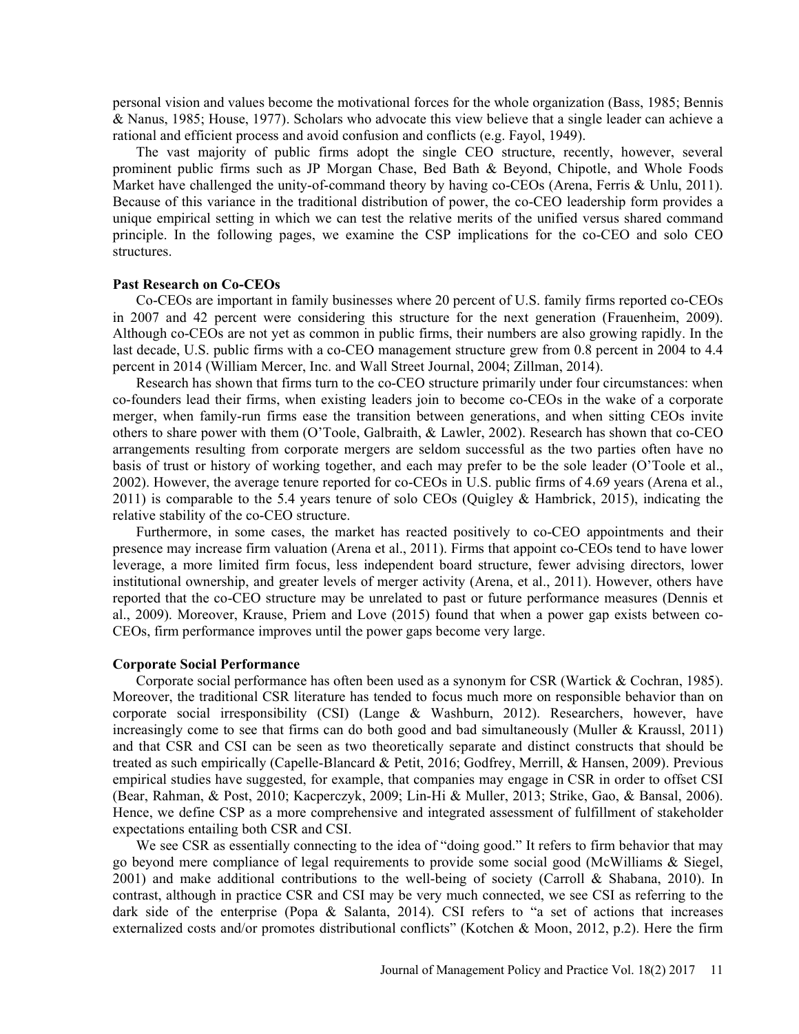personal vision and values become the motivational forces for the whole organization (Bass, 1985; Bennis & Nanus, 1985; House, 1977). Scholars who advocate this view believe that a single leader can achieve a rational and efficient process and avoid confusion and conflicts (e.g. Fayol, 1949).

The vast majority of public firms adopt the single CEO structure, recently, however, several prominent public firms such as JP Morgan Chase, Bed Bath & Beyond, Chipotle, and Whole Foods Market have challenged the unity-of-command theory by having co-CEOs (Arena, Ferris & Unlu, 2011). Because of this variance in the traditional distribution of power, the co-CEO leadership form provides a unique empirical setting in which we can test the relative merits of the unified versus shared command principle. In the following pages, we examine the CSP implications for the co-CEO and solo CEO structures.

### Past Research on Co-CEOs

Co-CEOs are important in family businesses where 20 percent of U.S. family firms reported co-CEOs in 2007 and 42 percent were considering this structure for the next generation (Frauenheim, 2009). Although co-CEOs are not yet as common in public firms, their numbers are also growing rapidly. In the last decade, U.S. public firms with a co-CEO management structure grew from 0.8 percent in 2004 to 4.4 percent in 2014 (William Mercer, Inc. and Wall Street Journal, 2004; Zillman, 2014).

Research has shown that firms turn to the co-CEO structure primarily under four circumstances: when co-founders lead their firms, when existing leaders join to become co-CEOs in the wake of a corporate merger, when family-run firms ease the transition between generations, and when sitting CEOs invite others to share power with them (O'Toole, Galbraith, & Lawler, 2002). Research has shown that co-CEO arrangements resulting from corporate mergers are seldom successful as the two parties often have no basis of trust or history of working together, and each may prefer to be the sole leader (O'Toole et al., 2002). However, the average tenure reported for co-CEOs in U.S. public firms of 4.69 years (Arena et al., 2011) is comparable to the 5.4 years tenure of solo CEOs (Quigley & Hambrick, 2015), indicating the relative stability of the co-CEO structure.

Furthermore, in some cases, the market has reacted positively to co-CEO appointments and their presence may increase firm valuation (Arena et al., 2011). Firms that appoint co-CEOs tend to have lower leverage, a more limited firm focus, less independent board structure, fewer advising directors, lower institutional ownership, and greater levels of merger activity (Arena, et al., 2011). However, others have reported that the co-CEO structure may be unrelated to past or future performance measures (Dennis et al., 2009). Moreover, Krause, Priem and Love (2015) found that when a power gap exists between co-CEOs, firm performance improves until the power gaps become very large.

### Corporate Social Performance

Corporate social performance has often been used as a synonym for CSR (Wartick & Cochran, 1985). Moreover, the traditional CSR literature has tended to focus much more on responsible behavior than on corporate social irresponsibility (CSI) (Lange & Washburn, 2012). Researchers, however, have increasingly come to see that firms can do both good and bad simultaneously (Muller & Kraussl, 2011) and that CSR and CSI can be seen as two theoretically separate and distinct constructs that should be treated as such empirically (Capelle-Blancard & Petit, 2016; Godfrey, Merrill, & Hansen, 2009). Previous empirical studies have suggested, for example, that companies may engage in CSR in order to offset CSI (Bear, Rahman, & Post, 2010; Kacperczyk, 2009; Lin-Hi & Muller, 2013; Strike, Gao, & Bansal, 2006). Hence, we define CSP as a more comprehensive and integrated assessment of fulfillment of stakeholder expectations entailing both CSR and CSI.

We see CSR as essentially connecting to the idea of "doing good." It refers to firm behavior that may go beyond mere compliance of legal requirements to provide some social good (McWilliams & Siegel, 2001) and make additional contributions to the well-being of society (Carroll & Shabana, 2010). In contrast, although in practice CSR and CSI may be very much connected, we see CSI as referring to the dark side of the enterprise (Popa & Salanta, 2014). CSI refers to "a set of actions that increases externalized costs and/or promotes distributional conflicts" (Kotchen & Moon, 2012, p.2). Here the firm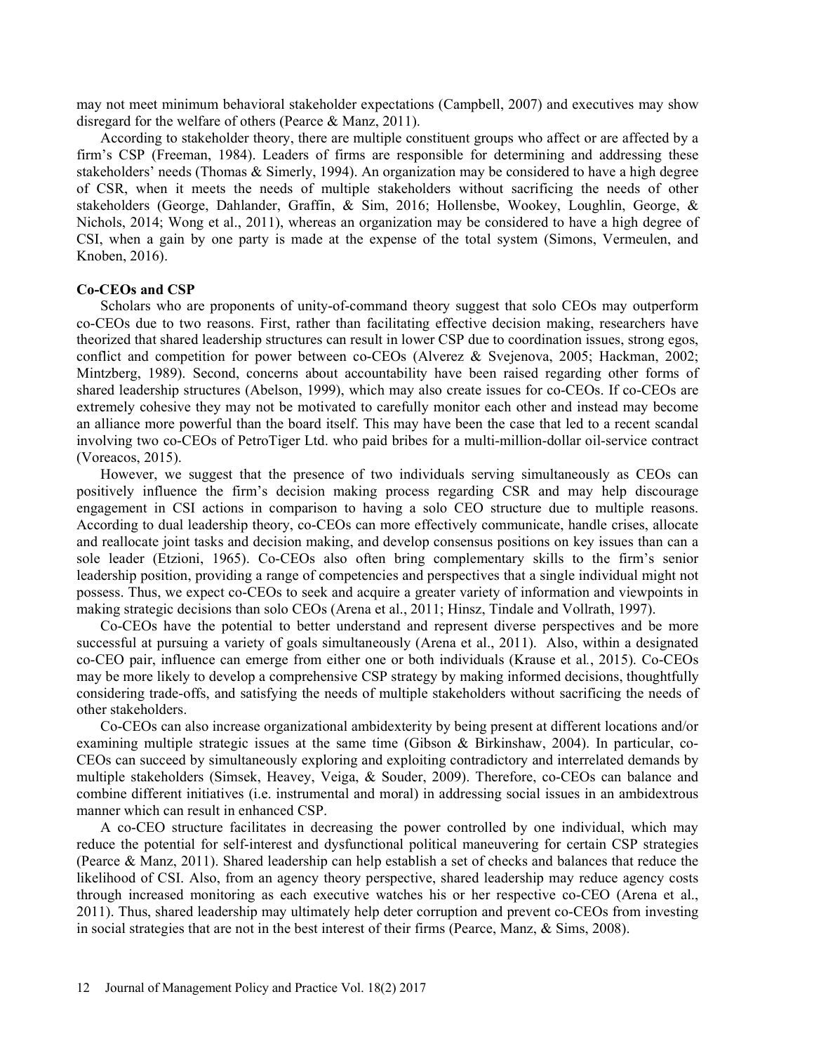may not meet minimum behavioral stakeholder expectations (Campbell, 2007) and executives may show disregard for the welfare of others (Pearce & Manz, 2011).

According to stakeholder theory, there are multiple constituent groups who affect or are affected by a firm's CSP (Freeman, 1984). Leaders of firms are responsible for determining and addressing these stakeholders' needs (Thomas & Simerly, 1994). An organization may be considered to have a high degree of CSR, when it meets the needs of multiple stakeholders without sacrificing the needs of other stakeholders (George, Dahlander, Graffin, & Sim, 2016; Hollensbe, Wookey, Loughlin, George, & Nichols, 2014; Wong et al., 2011), whereas an organization may be considered to have a high degree of CSI, when a gain by one party is made at the expense of the total system (Simons, Vermeulen, and Knoben, 2016).

**Co-CEOs and CSP**

Scholars who are proponents of unity-of-command theory suggest that solo CEOs may outperform co-CEOs due to two reasons. First, rather than facilitating effective decision making, researchers have theorized that shared leadership structures can result in lower CSP due to coordination issues, strong egos, conflict and competition for power between co-CEOs (Alverez & Svejenova, 2005; Hackman, 2002; Mintzberg, 1989). Second, concerns about accountability have been raised regarding other forms of shared leadership structures (Abelson, 1999), which may also create issues for co-CEOs. If co-CEOs are extremely cohesive they may not be motivated to carefully monitor each other and instead may become an alliance more powerful than the board itself. This may have been the case that led to a recent scandal involving two co-CEOs of PetroTiger Ltd. who paid bribes for a multi-million-dollar oil-service contract (Voreacos, 2015).

However, we suggest that the presence of two individuals serving simultaneously as CEOs can positively influence the firm's decision making process regarding CSR and may help discourage engagement in CSI actions in comparison to having a solo CEO structure due to multiple reasons. According to dual leadership theory, co-CEOs can more effectively communicate, handle crises, allocate and reallocate joint tasks and decision making, and develop consensus positions on key issues than can a sole leader (Etzioni, 1965). Co-CEOs also often bring complementary skills to the firm's senior leadership position, providing a range of competencies and perspectives that a single individual might not possess. Thus, we expect co-CEOs to seek and acquire a greater variety of information and viewpoints in making strategic decisions than solo CEOs (Arena et al., 2011; Hinsz, Tindale and Vollrath, 1997).

Co-CEOs have the potential to better understand and represent diverse perspectives and be more successful at pursuing a variety of goals simultaneously (Arena et al., 2011). Also, within a designated co-CEO pair, influence can emerge from either one or both individuals (Krause et al., 2015). Co-CEOs may be more likely to develop a comprehensive CSP strategy by making informed decisions, thoughtfully considering trade-offs, and satisfying the needs of multiple stakeholders without sacrificing the needs of other stakeholders.

Co-CEOs can also increase organizational ambidexterity by being present at different locations and/or examining multiple strategic issues at the same time (Gibson & Birkinshaw, 2004). In particular, co-CEOs can succeed by simultaneously exploring and exploiting contradictory and interrelated demands by multiple stakeholders (Simsek, Heavey, Veiga, & Souder, 2009). Therefore, co-CEOs can balance and combine different initiatives (i.e. instrumental and moral) in addressing social issues in an ambidextrous manner which can result in enhanced CSP.

A co-CEO structure facilitates in decreasing the power controlled by one individual, which may reduce the potential for self-interest and dysfunctional political maneuvering for certain CSP strategies (Pearce & Manz, 2011). Shared leadership can help establish a set of checks and balances that reduce the likelihood of CSI. Also, from an agency theory perspective, shared leadership may reduce agency costs through increased monitoring as each executive watches his or her respective co-CEO (Arena et al., 2011). Thus, shared leadership may ultimately help deter corruption and prevent co-CEOs from investing in social strategies that are not in the best interest of their firms (Pearce, Manz, & Sims, 2008).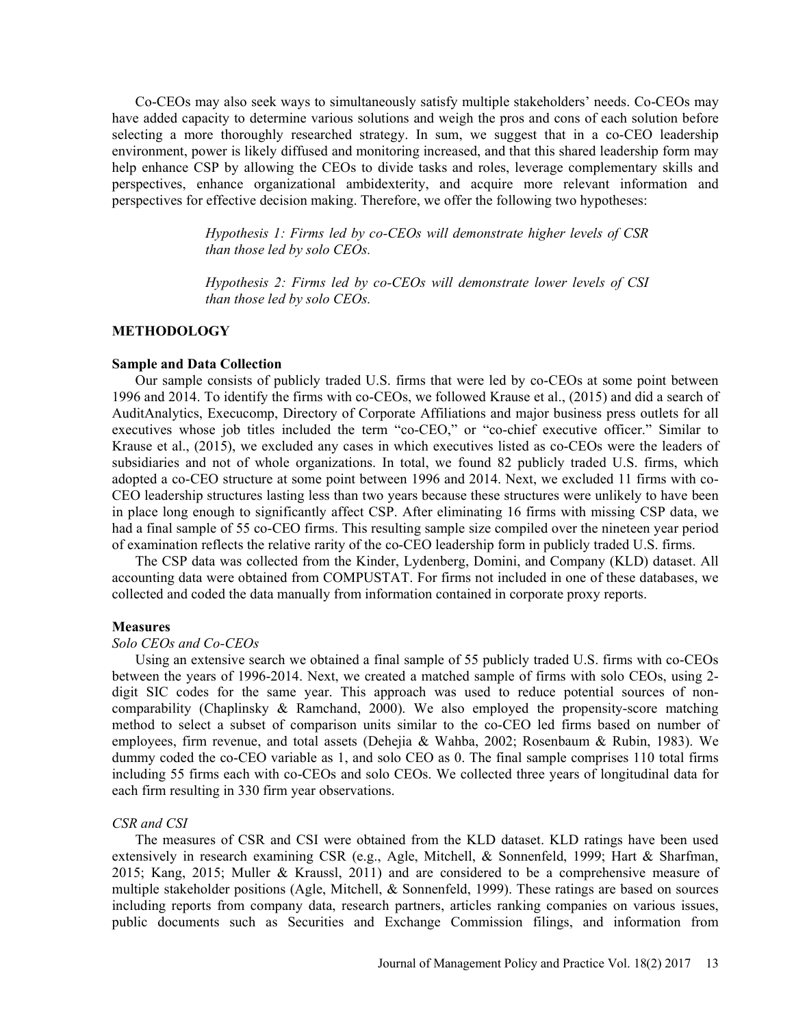Co-CEOs may also seek ways to simultaneously satisfy multiple stakeholders' needs. Co-CEOs may have added capacity to determine various solutions and weigh the pros and cons of each solution before selecting a more thoroughly researched strategy. In sum, we suggest that in a co-CEO leadership environment, power is likely diffused and monitoring increased, and that this shared leadership form may help enhance CSP by allowing the CEOs to divide tasks and roles, leverage complementary skills and perspectives, enhance organizational ambidexterity, and acquire more relevant information and perspectives for effective decision making. Therefore, we offer the following two hypotheses:

> *Hypothesis 1: Firms led by co-CEOs will demonstrate higher levels of CSR than those led by solo CEOs.*
>
> *Hypothesis 2: Firms led by co-CEOs will demonstrate lower levels of CSI than those led by solo CEOs.*

## METHODOLOGY

### Sample and Data Collection

Our sample consists of publicly traded U.S. firms that were led by co-CEOs at some point between 1996 and 2014. To identify the firms with co-CEOs, we followed Krause et al., (2015) and did a search of AuditAnalytics, Execucomp, Directory of Corporate Affiliations and major business press outlets for all executives whose job titles included the term "co-CEO," or "co-chief executive officer." Similar to Krause et al., (2015), we excluded any cases in which executives listed as co-CEOs were the leaders of subsidiaries and not of whole organizations. In total, we found 82 publicly traded U.S. firms, which adopted a co-CEO structure at some point between 1996 and 2014. Next, we excluded 11 firms with co-CEO leadership structures lasting less than two years because these structures were unlikely to have been in place long enough to significantly affect CSP. After eliminating 16 firms with missing CSP data, we had a final sample of 55 co-CEO firms. This resulting sample size compiled over the nineteen year period of examination reflects the relative rarity of the co-CEO leadership form in publicly traded U.S. firms.

The CSP data was collected from the Kinder, Lydenberg, Domini, and Company (KLD) dataset. All accounting data were obtained from COMPUSTAT. For firms not included in one of these databases, we collected and coded the data manually from information contained in corporate proxy reports.

### Measures

#### *Solo CEOs and Co-CEOs*

Using an extensive search we obtained a final sample of 55 publicly traded U.S. firms with co-CEOs between the years of 1996-2014. Next, we created a matched sample of firms with solo CEOs, using 2-digit SIC codes for the same year. This approach was used to reduce potential sources of non-comparability (Chaplinsky & Ramchand, 2000). We also employed the propensity-score matching method to select a subset of comparison units similar to the co-CEO led firms based on number of employees, firm revenue, and total assets (Dehejia & Wahba, 2002; Rosenbaum & Rubin, 1983). We dummy coded the co-CEO variable as 1, and solo CEO as 0. The final sample comprises 110 total firms including 55 firms each with co-CEOs and solo CEOs. We collected three years of longitudinal data for each firm resulting in 330 firm year observations.

#### *CSR and CSI*

The measures of CSR and CSI were obtained from the KLD dataset. KLD ratings have been used extensively in research examining CSR (e.g., Agle, Mitchell, & Sonnenfeld, 1999; Hart & Sharfman, 2015; Kang, 2015; Muller & Kraussl, 2011) and are considered to be a comprehensive measure of multiple stakeholder positions (Agle, Mitchell, & Sonnenfeld, 1999). These ratings are based on sources including reports from company data, research partners, articles ranking companies on various issues, public documents such as Securities and Exchange Commission filings, and information from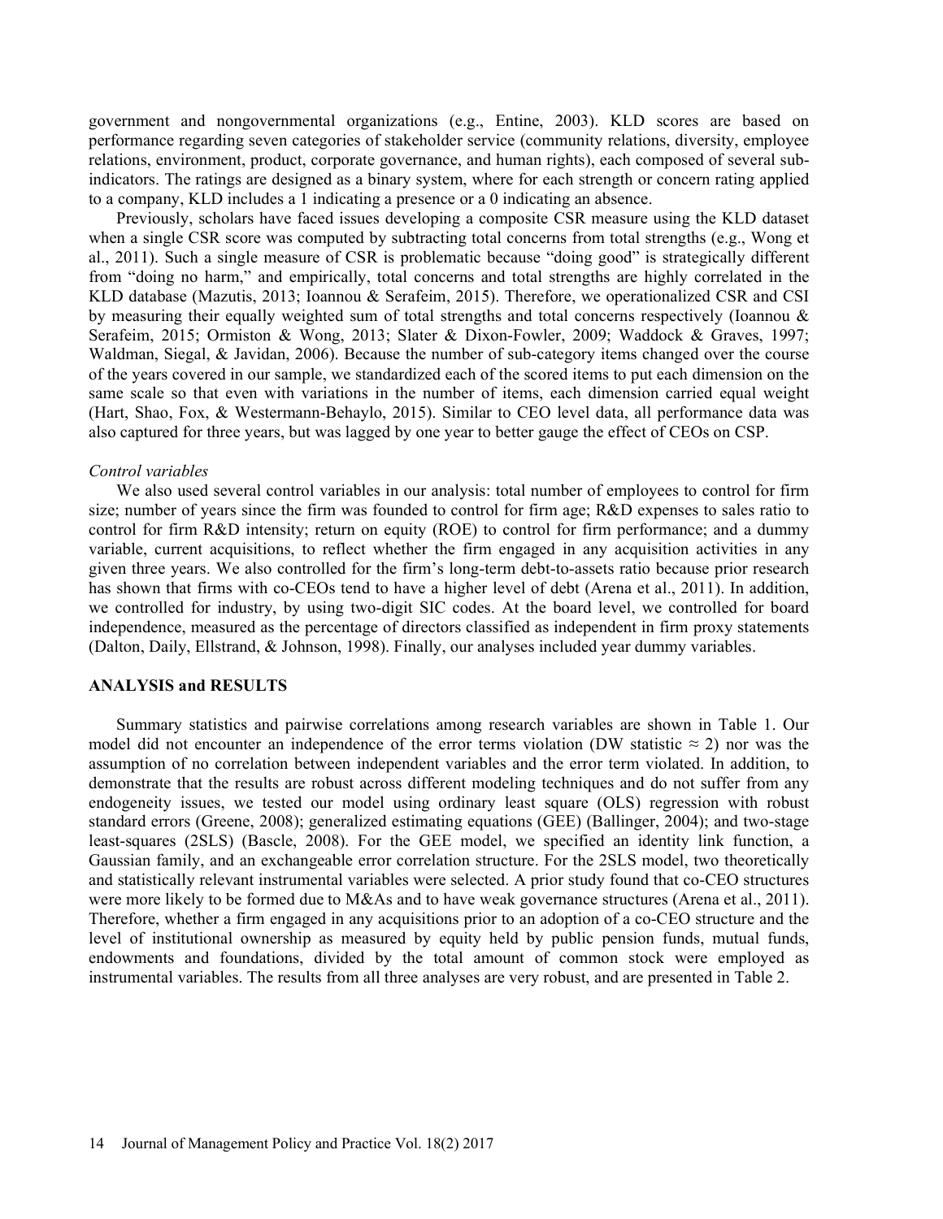government and nongovernmental organizations (e.g., Entine, 2003). KLD scores are based on performance regarding seven categories of stakeholder service (community relations, diversity, employee relations, environment, product, corporate governance, and human rights), each composed of several sub-indicators. The ratings are designed as a binary system, where for each strength or concern rating applied to a company, KLD includes a 1 indicating a presence or a 0 indicating an absence.

Previously, scholars have faced issues developing a composite CSR measure using the KLD dataset when a single CSR score was computed by subtracting total concerns from total strengths (e.g., Wong et al., 2011). Such a single measure of CSR is problematic because "doing good" is strategically different from "doing no harm," and empirically, total concerns and total strengths are highly correlated in the KLD database (Mazutis, 2013; Ioannou & Serafeim, 2015). Therefore, we operationalized CSR and CSI by measuring their equally weighted sum of total strengths and total concerns respectively (Ioannou & Serafeim, 2015; Ormiston & Wong, 2013; Slater & Dixon-Fowler, 2009; Waddock & Graves, 1997; Waldman, Siegal, & Javidan, 2006). Because the number of sub-category items changed over the course of the years covered in our sample, we standardized each of the scored items to put each dimension on the same scale so that even with variations in the number of items, each dimension carried equal weight (Hart, Shao, Fox, & Westermann-Behaylo, 2015). Similar to CEO level data, all performance data was also captured for three years, but was lagged by one year to better gauge the effect of CEOs on CSP.

*Control variables*

We also used several control variables in our analysis: total number of employees to control for firm size; number of years since the firm was founded to control for firm age; R&D expenses to sales ratio to control for firm R&D intensity; return on equity (ROE) to control for firm performance; and a dummy variable, current acquisitions, to reflect whether the firm engaged in any acquisition activities in any given three years. We also controlled for the firm's long-term debt-to-assets ratio because prior research has shown that firms with co-CEOs tend to have a higher level of debt (Arena et al., 2011). In addition, we controlled for industry, by using two-digit SIC codes. At the board level, we controlled for board independence, measured as the percentage of directors classified as independent in firm proxy statements (Dalton, Daily, Ellstrand, & Johnson, 1998). Finally, our analyses included year dummy variables.

## ANALYSIS and RESULTS

Summary statistics and pairwise correlations among research variables are shown in Table 1. Our model did not encounter an independence of the error terms violation (DW statistic $\approx 2$) nor was the assumption of no correlation between independent variables and the error term violated. In addition, to demonstrate that the results are robust across different modeling techniques and do not suffer from any endogeneity issues, we tested our model using ordinary least square (OLS) regression with robust standard errors (Greene, 2008); generalized estimating equations (GEE) (Ballinger, 2004); and two-stage least-squares (2SLS) (Bascle, 2008). For the GEE model, we specified an identity link function, a Gaussian family, and an exchangeable error correlation structure. For the 2SLS model, two theoretically and statistically relevant instrumental variables were selected. A prior study found that co-CEO structures were more likely to be formed due to M&As and to have weak governance structures (Arena et al., 2011). Therefore, whether a firm engaged in any acquisitions prior to an adoption of a co-CEO structure and the level of institutional ownership as measured by equity held by public pension funds, mutual funds, endowments and foundations, divided by the total amount of common stock were employed as instrumental variables. The results from all three analyses are very robust, and are presented in Table 2.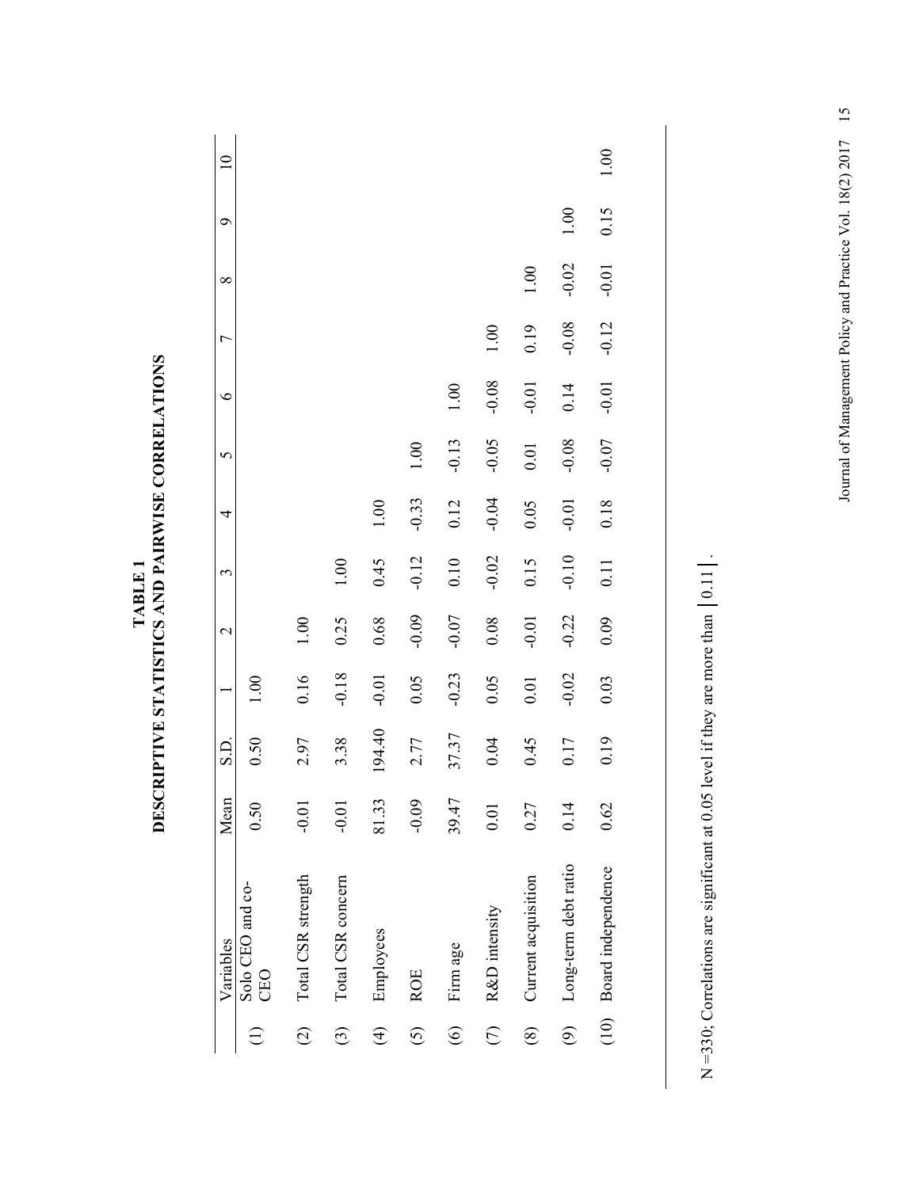# TABLE 1
## DESCRIPTIVE STATISTICS AND PAIRWISE CORRELATIONS

| | Variables | Mean | S.D. | 1 | 2 | 3 | 4 | 5 | 6 | 7 | 8 | 9 | 10 |
|---|---|---|---|---|---|---|---|---|---|---|---|---|---|
| (1) | Solo CEO and co-CEO | 0.50 | 0.50 | 1.00 | | | | | | | | | |
| (2) | Total CSR strength | -0.01 | 2.97 | 0.16 | 1.00 | | | | | | | | |
| (3) | Total CSR concern | -0.01 | 3.38 | -0.18 | 0.25 | 1.00 | | | | | | | |
| (4) | Employees | 81.33 | 194.40 | -0.01 | 0.68 | 0.45 | 1.00 | | | | | | |
| (5) | ROE | -0.09 | 2.77 | 0.05 | -0.09 | -0.12 | -0.33 | 1.00 | | | | | |
| (6) | Firm age | 39.47 | 37.37 | -0.23 | -0.07 | 0.10 | 0.12 | -0.13 | 1.00 | | | | |
| (7) | R&D intensity | 0.01 | 0.04 | 0.05 | 0.08 | -0.02 | -0.04 | -0.05 | -0.08 | 1.00 | | | |
| (8) | Current acquisition | 0.27 | 0.45 | 0.01 | -0.01 | 0.15 | 0.05 | 0.01 | -0.01 | 0.19 | 1.00 | | |
| (9) | Long-term debt ratio | 0.14 | 0.17 | -0.02 | -0.22 | -0.10 | -0.01 | -0.08 | 0.14 | -0.08 | -0.02 | 1.00 | |
| (10) | Board independence | 0.62 | 0.19 | 0.03 | 0.09 | 0.11 | 0.18 | -0.07 | -0.01 | -0.12 | -0.01 | 0.15 | 1.00 |

N =330; Correlations are significant at 0.05 level if they are more than $|0.11|$.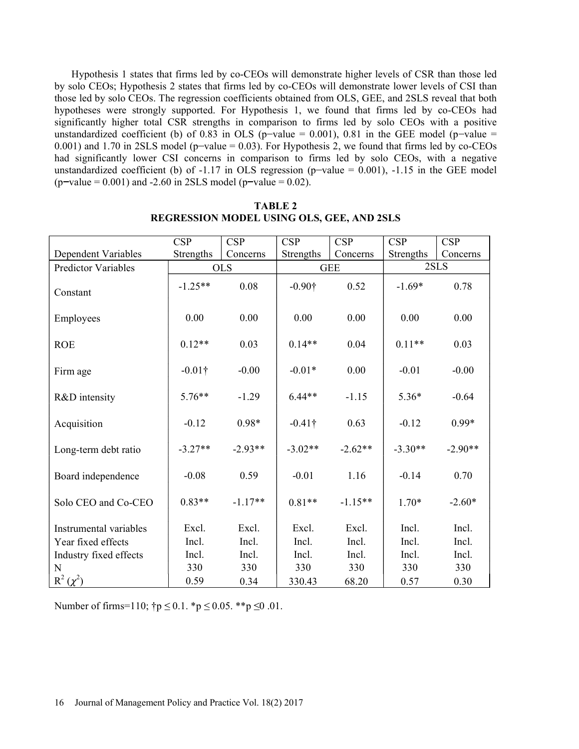Hypothesis 1 states that firms led by co-CEOs will demonstrate higher levels of CSR than those led by solo CEOs; Hypothesis 2 states that firms led by co-CEOs will demonstrate lower levels of CSI than those led by solo CEOs. The regression coefficients obtained from OLS, GEE, and 2SLS reveal that both hypotheses were strongly supported. For Hypothesis 1, we found that firms led by co-CEOs had significantly higher total CSR strengths in comparison to firms led by solo CEOs with a positive unstandardized coefficient (b) of 0.83 in OLS (p−value = 0.001), 0.81 in the GEE model (p−value = 0.001) and 1.70 in 2SLS model (p–value = 0.03). For Hypothesis 2, we found that firms led by co-CEOs had significantly lower CSI concerns in comparison to firms led by solo CEOs, with a negative unstandardized coefficient (b) of -1.17 in OLS regression (p–value = 0.001), -1.15 in the GEE model (p−value = 0.001) and -2.60 in 2SLS model (p−value = 0.02).

**TABLE 2**
**REGRESSION MODEL USING OLS, GEE, AND 2SLS**

| Dependent Variables | CSP Strengths | CSP Concerns | CSP Strengths | CSP Concerns | CSP Strengths | CSP Concerns |
|---|---|---|---|---|---|---|
| Predictor Variables | OLS | | GEE | | 2SLS | |
| Constant | -1.25** | 0.08 | -0.90† | 0.52 | -1.69* | 0.78 |
| Employees | 0.00 | 0.00 | 0.00 | 0.00 | 0.00 | 0.00 |
| ROE | 0.12** | 0.03 | 0.14** | 0.04 | 0.11** | 0.03 |
| Firm age | -0.01† | -0.00 | -0.01* | 0.00 | -0.01 | -0.00 |
| R&D intensity | 5.76** | -1.29 | 6.44** | -1.15 | 5.36* | -0.64 |
| Acquisition | -0.12 | 0.98* | -0.41† | 0.63 | -0.12 | 0.99* |
| Long-term debt ratio | -3.27** | -2.93** | -3.02** | -2.62** | -3.30** | -2.90** |
| Board independence | -0.08 | 0.59 | -0.01 | 1.16 | -0.14 | 0.70 |
| Solo CEO and Co-CEO | 0.83** | -1.17** | 0.81** | -1.15** | 1.70* | -2.60* |
| Instrumental variables | Excl. | Excl. | Excl. | Excl. | Incl. | Incl. |
| Year fixed effects | Incl. | Incl. | Incl. | Incl. | Incl. | Incl. |
| Industry fixed effects | Incl. | Incl. | Incl. | Incl. | Incl. | Incl. |
| N | 330 | 330 | 330 | 330 | 330 | 330 |
| $R^2$ ($\chi^2$) | 0.59 | 0.34 | 330.43 | 68.20 | 0.57 | 0.30 |

Number of firms=110; †p ≤ 0.1. *p ≤ 0.05. **p ≤0 .01.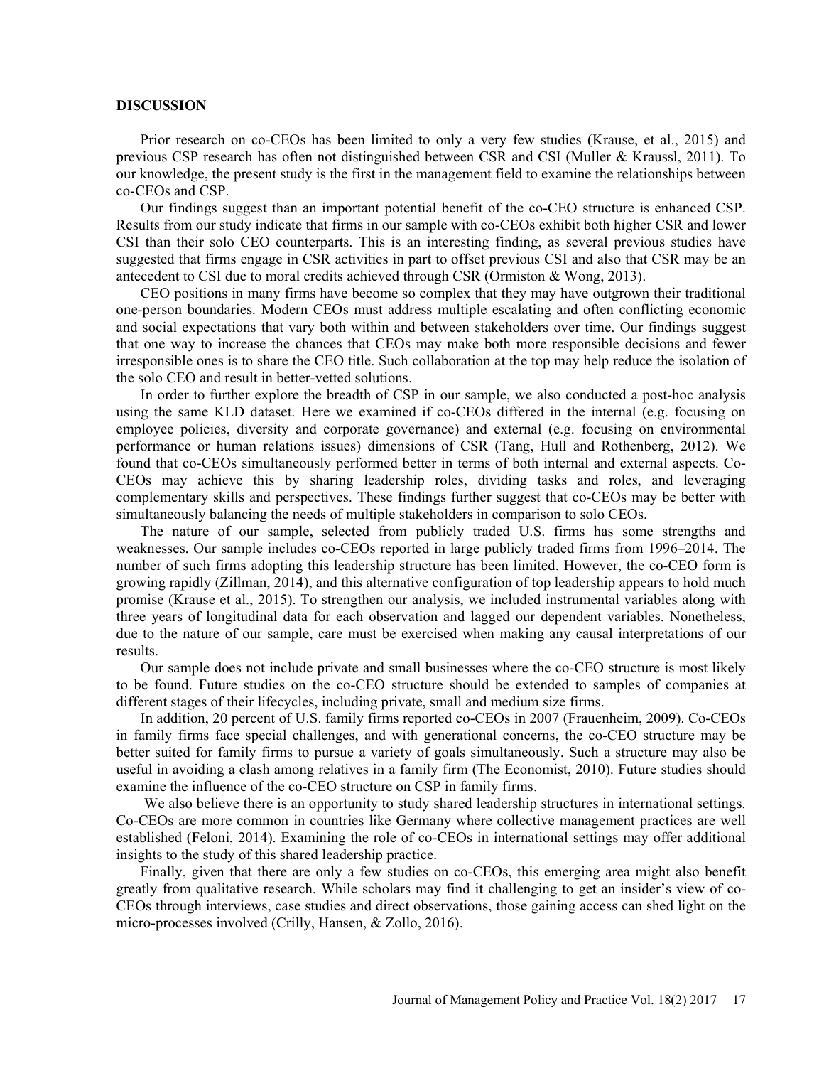## DISCUSSION

Prior research on co-CEOs has been limited to only a very few studies (Krause, et al., 2015) and previous CSP research has often not distinguished between CSR and CSI (Muller & Kraussl, 2011). To our knowledge, the present study is the first in the management field to examine the relationships between co-CEOs and CSP.

Our findings suggest than an important potential benefit of the co-CEO structure is enhanced CSP. Results from our study indicate that firms in our sample with co-CEOs exhibit both higher CSR and lower CSI than their solo CEO counterparts. This is an interesting finding, as several previous studies have suggested that firms engage in CSR activities in part to offset previous CSI and also that CSR may be an antecedent to CSI due to moral credits achieved through CSR (Ormiston & Wong, 2013).

CEO positions in many firms have become so complex that they may have outgrown their traditional one-person boundaries. Modern CEOs must address multiple escalating and often conflicting economic and social expectations that vary both within and between stakeholders over time. Our findings suggest that one way to increase the chances that CEOs may make both more responsible decisions and fewer irresponsible ones is to share the CEO title. Such collaboration at the top may help reduce the isolation of the solo CEO and result in better-vetted solutions.

In order to further explore the breadth of CSP in our sample, we also conducted a post-hoc analysis using the same KLD dataset. Here we examined if co-CEOs differed in the internal (e.g. focusing on employee policies, diversity and corporate governance) and external (e.g. focusing on environmental performance or human relations issues) dimensions of CSR (Tang, Hull and Rothenberg, 2012). We found that co-CEOs simultaneously performed better in terms of both internal and external aspects. Co-CEOs may achieve this by sharing leadership roles, dividing tasks and roles, and leveraging complementary skills and perspectives. These findings further suggest that co-CEOs may be better with simultaneously balancing the needs of multiple stakeholders in comparison to solo CEOs.

The nature of our sample, selected from publicly traded U.S. firms has some strengths and weaknesses. Our sample includes co-CEOs reported in large publicly traded firms from 1996–2014. The number of such firms adopting this leadership structure has been limited. However, the co-CEO form is growing rapidly (Zillman, 2014), and this alternative configuration of top leadership appears to hold much promise (Krause et al., 2015). To strengthen our analysis, we included instrumental variables along with three years of longitudinal data for each observation and lagged our dependent variables. Nonetheless, due to the nature of our sample, care must be exercised when making any causal interpretations of our results.

Our sample does not include private and small businesses where the co-CEO structure is most likely to be found. Future studies on the co-CEO structure should be extended to samples of companies at different stages of their lifecycles, including private, small and medium size firms.

In addition, 20 percent of U.S. family firms reported co-CEOs in 2007 (Frauenheim, 2009). Co-CEOs in family firms face special challenges, and with generational concerns, the co-CEO structure may be better suited for family firms to pursue a variety of goals simultaneously. Such a structure may also be useful in avoiding a clash among relatives in a family firm (The Economist, 2010). Future studies should examine the influence of the co-CEO structure on CSP in family firms.

We also believe there is an opportunity to study shared leadership structures in international settings. Co-CEOs are more common in countries like Germany where collective management practices are well established (Feloni, 2014). Examining the role of co-CEOs in international settings may offer additional insights to the study of this shared leadership practice.

Finally, given that there are only a few studies on co-CEOs, this emerging area might also benefit greatly from qualitative research. While scholars may find it challenging to get an insider's view of co-CEOs through interviews, case studies and direct observations, those gaining access can shed light on the micro-processes involved (Crilly, Hansen, & Zollo, 2016).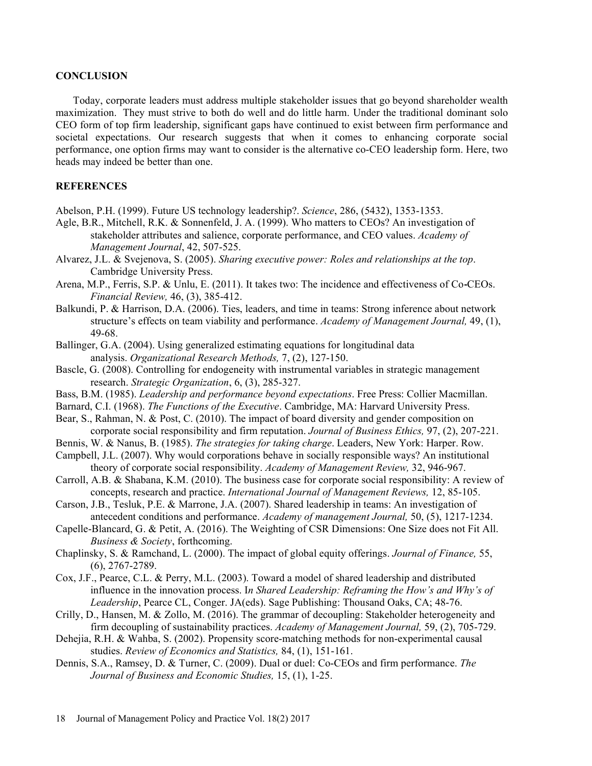## CONCLUSION

Today, corporate leaders must address multiple stakeholder issues that go beyond shareholder wealth maximization. They must strive to both do well and do little harm. Under the traditional dominant solo CEO form of top firm leadership, significant gaps have continued to exist between firm performance and societal expectations. Our research suggests that when it comes to enhancing corporate social performance, one option firms may want to consider is the alternative co-CEO leadership form. Here, two heads may indeed be better than one.

## REFERENCES

Abelson, P.H. (1999). Future US technology leadership?. *Science*, 286, (5432), 1353-1353.

Agle, B.R., Mitchell, R.K. & Sonnenfeld, J. A. (1999). Who matters to CEOs? An investigation of stakeholder attributes and salience, corporate performance, and CEO values. *Academy of Management Journal*, 42, 507-525.

Alvarez, J.L. & Svejenova, S. (2005). *Sharing executive power: Roles and relationships at the top*. Cambridge University Press.

Arena, M.P., Ferris, S.P. & Unlu, E. (2011). It takes two: The incidence and effectiveness of Co-CEOs. *Financial Review,* 46, (3), 385-412.

Balkundi, P. & Harrison, D.A. (2006). Ties, leaders, and time in teams: Strong inference about network structure's effects on team viability and performance. *Academy of Management Journal,* 49, (1), 49-68.

Ballinger, G.A. (2004). Using generalized estimating equations for longitudinal data analysis. *Organizational Research Methods,* 7, (2), 127-150.

Bascle, G. (2008). Controlling for endogeneity with instrumental variables in strategic management research. *Strategic Organization*, 6, (3), 285-327.

Bass, B.M. (1985). *Leadership and performance beyond expectations*. Free Press: Collier Macmillan.

Barnard, C.I. (1968). *The Functions of the Executive*. Cambridge, MA: Harvard University Press.

Bear, S., Rahman, N. & Post, C. (2010). The impact of board diversity and gender composition on corporate social responsibility and firm reputation. *Journal of Business Ethics,* 97, (2), 207-221.

Bennis, W. & Nanus, B. (1985). *The strategies for taking charge*. Leaders, New York: Harper. Row.

Campbell, J.L. (2007). Why would corporations behave in socially responsible ways? An institutional theory of corporate social responsibility. *Academy of Management Review,* 32, 946-967.

Carroll, A.B. & Shabana, K.M. (2010). The business case for corporate social responsibility: A review of concepts, research and practice. *International Journal of Management Reviews,* 12, 85-105.

Carson, J.B., Tesluk, P.E. & Marrone, J.A. (2007). Shared leadership in teams: An investigation of antecedent conditions and performance. *Academy of management Journal,* 50, (5), 1217-1234.

Capelle-Blancard, G. & Petit, A. (2016). The Weighting of CSR Dimensions: One Size does not Fit All. *Business & Society*, forthcoming.

Chaplinsky, S. & Ramchand, L. (2000). The impact of global equity offerings. *Journal of Finance,* 55, (6), 2767-2789.

Cox, J.F., Pearce, C.L. & Perry, M.L. (2003). Toward a model of shared leadership and distributed influence in the innovation process. I*n Shared Leadership: Reframing the How's and Why's of Leadership*, Pearce CL, Conger. JA(eds). Sage Publishing: Thousand Oaks, CA; 48-76.

Crilly, D., Hansen, M. & Zollo, M. (2016). The grammar of decoupling: Stakeholder heterogeneity and firm decoupling of sustainability practices. *Academy of Management Journal,* 59, (2), 705-729.

Dehejia, R.H. & Wahba, S. (2002). Propensity score-matching methods for non-experimental causal studies. *Review of Economics and Statistics,* 84, (1), 151-161.

Dennis, S.A., Ramsey, D. & Turner, C. (2009). Dual or duel: Co-CEOs and firm performance. *The Journal of Business and Economic Studies,* 15, (1), 1-25.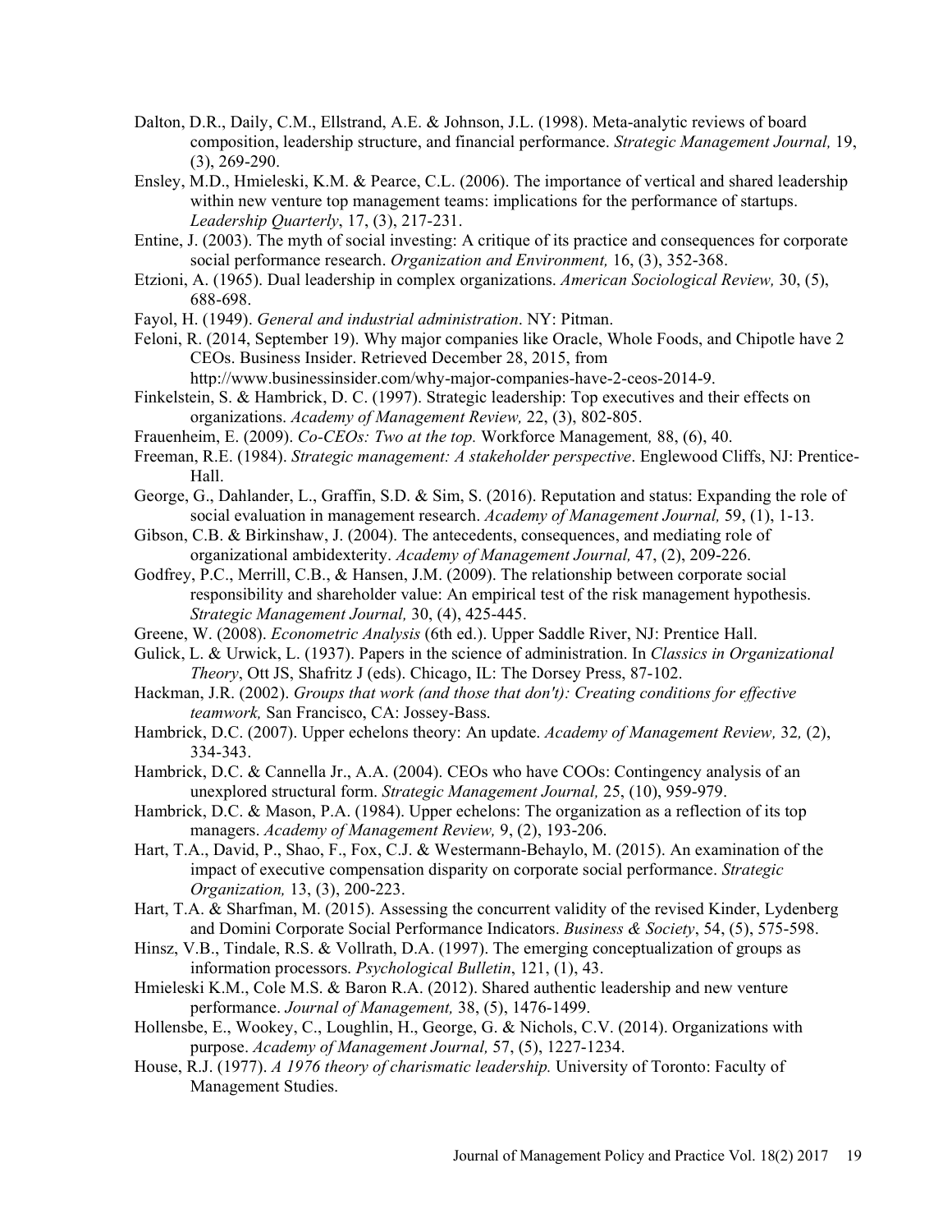Dalton, D.R., Daily, C.M., Ellstrand, A.E. & Johnson, J.L. (1998). Meta-analytic reviews of board composition, leadership structure, and financial performance. *Strategic Management Journal,* 19, (3), 269-290.

Ensley, M.D., Hmieleski, K.M. & Pearce, C.L. (2006). The importance of vertical and shared leadership within new venture top management teams: implications for the performance of startups. *Leadership Quarterly*, 17, (3), 217-231.

Entine, J. (2003). The myth of social investing: A critique of its practice and consequences for corporate social performance research. *Organization and Environment,* 16, (3), 352-368.

Etzioni, A. (1965). Dual leadership in complex organizations. *American Sociological Review,* 30, (5), 688-698.

Fayol, H. (1949). *General and industrial administration*. NY: Pitman.

Feloni, R. (2014, September 19). Why major companies like Oracle, Whole Foods, and Chipotle have 2 CEOs. Business Insider. Retrieved December 28, 2015, from http://www.businessinsider.com/why-major-companies-have-2-ceos-2014-9.

Finkelstein, S. & Hambrick, D. C. (1997). Strategic leadership: Top executives and their effects on organizations. *Academy of Management Review,* 22, (3), 802-805.

Frauenheim, E. (2009). *Co-CEOs: Two at the top.* Workforce Management*,* 88, (6), 40.

Freeman, R.E. (1984). *Strategic management: A stakeholder perspective*. Englewood Cliffs, NJ: Prentice-Hall.

George, G., Dahlander, L., Graffin, S.D. & Sim, S. (2016). Reputation and status: Expanding the role of social evaluation in management research. *Academy of Management Journal,* 59, (1), 1-13.

Gibson, C.B. & Birkinshaw, J. (2004). The antecedents, consequences, and mediating role of organizational ambidexterity. *Academy of Management Journal,* 47, (2), 209-226.

Godfrey, P.C., Merrill, C.B., & Hansen, J.M. (2009). The relationship between corporate social responsibility and shareholder value: An empirical test of the risk management hypothesis. *Strategic Management Journal,* 30, (4), 425-445.

Greene, W. (2008). *Econometric Analysis* (6th ed.). Upper Saddle River, NJ: Prentice Hall.

Gulick, L. & Urwick, L. (1937). Papers in the science of administration. In *Classics in Organizational Theory*, Ott JS, Shafritz J (eds). Chicago, IL: The Dorsey Press, 87-102.

Hackman, J.R. (2002). *Groups that work (and those that don't): Creating conditions for effective teamwork,* San Francisco, CA: Jossey-Bass.

Hambrick, D.C. (2007). Upper echelons theory: An update. *Academy of Management Review,* 32*,* (2), 334-343.

Hambrick, D.C. & Cannella Jr., A.A. (2004). CEOs who have COOs: Contingency analysis of an unexplored structural form. *Strategic Management Journal,* 25, (10), 959-979.

Hambrick, D.C. & Mason, P.A. (1984). Upper echelons: The organization as a reflection of its top managers. *Academy of Management Review,* 9, (2), 193-206.

Hart, T.A., David, P., Shao, F., Fox, C.J. & Westermann-Behaylo, M. (2015). An examination of the impact of executive compensation disparity on corporate social performance. *Strategic Organization,* 13, (3), 200-223.

Hart, T.A. & Sharfman, M. (2015). Assessing the concurrent validity of the revised Kinder, Lydenberg and Domini Corporate Social Performance Indicators. *Business & Society*, 54, (5), 575-598.

Hinsz, V.B., Tindale, R.S. & Vollrath, D.A. (1997). The emerging conceptualization of groups as information processors. *Psychological Bulletin*, 121, (1), 43.

Hmieleski K.M., Cole M.S. & Baron R.A. (2012). Shared authentic leadership and new venture performance. *Journal of Management,* 38, (5), 1476-1499.

Hollensbe, E., Wookey, C., Loughlin, H., George, G. & Nichols, C.V. (2014). Organizations with purpose. *Academy of Management Journal,* 57, (5), 1227-1234.

House, R.J. (1977). *A 1976 theory of charismatic leadership.* University of Toronto: Faculty of Management Studies.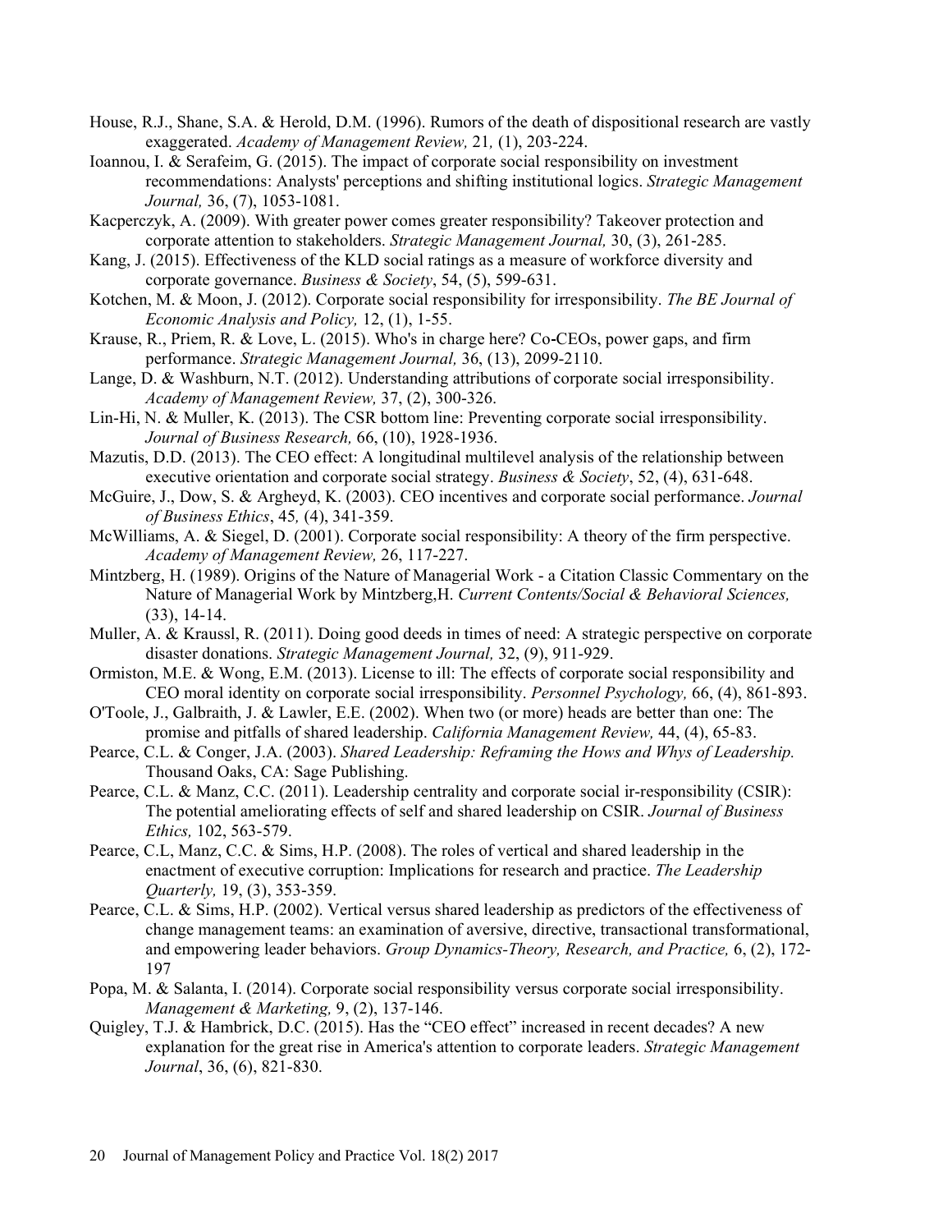House, R.J., Shane, S.A. & Herold, D.M. (1996). Rumors of the death of dispositional research are vastly exaggerated. *Academy of Management Review,* 21*,* (1), 203-224.

Ioannou, I. & Serafeim, G. (2015). The impact of corporate social responsibility on investment recommendations: Analysts' perceptions and shifting institutional logics. *Strategic Management Journal,* 36, (7), 1053-1081.

Kacperczyk, A. (2009). With greater power comes greater responsibility? Takeover protection and corporate attention to stakeholders. *Strategic Management Journal,* 30, (3), 261-285.

Kang, J. (2015). Effectiveness of the KLD social ratings as a measure of workforce diversity and corporate governance. *Business & Society*, 54, (5), 599-631.

Kotchen, M. & Moon, J. (2012). Corporate social responsibility for irresponsibility. *The BE Journal of Economic Analysis and Policy,* 12, (1), 1-55.

Krause, R., Priem, R. & Love, L. (2015). Who's in charge here? Co-CEOs, power gaps, and firm performance. *Strategic Management Journal,* 36, (13), 2099-2110.

Lange, D. & Washburn, N.T. (2012). Understanding attributions of corporate social irresponsibility. *Academy of Management Review,* 37, (2), 300-326.

Lin-Hi, N. & Muller, K. (2013). The CSR bottom line: Preventing corporate social irresponsibility. *Journal of Business Research,* 66, (10), 1928-1936.

Mazutis, D.D. (2013). The CEO effect: A longitudinal multilevel analysis of the relationship between executive orientation and corporate social strategy. *Business & Society*, 52, (4), 631-648.

McGuire, J., Dow, S. & Argheyd, K. (2003). CEO incentives and corporate social performance. *Journal of Business Ethics*, 45*,* (4), 341-359.

McWilliams, A. & Siegel, D. (2001). Corporate social responsibility: A theory of the firm perspective. *Academy of Management Review,* 26, 117-227.

Mintzberg, H. (1989). Origins of the Nature of Managerial Work - a Citation Classic Commentary on the Nature of Managerial Work by Mintzberg,H. *Current Contents/Social & Behavioral Sciences,* (33), 14-14.

Muller, A. & Kraussl, R. (2011). Doing good deeds in times of need: A strategic perspective on corporate disaster donations. *Strategic Management Journal,* 32, (9), 911-929.

Ormiston, M.E. & Wong, E.M. (2013). License to ill: The effects of corporate social responsibility and CEO moral identity on corporate social irresponsibility. *Personnel Psychology,* 66, (4), 861-893.

O'Toole, J., Galbraith, J. & Lawler, E.E. (2002). When two (or more) heads are better than one: The promise and pitfalls of shared leadership. *California Management Review,* 44, (4), 65-83.

Pearce, C.L. & Conger, J.A. (2003). *Shared Leadership: Reframing the Hows and Whys of Leadership.* Thousand Oaks, CA: Sage Publishing.

Pearce, C.L. & Manz, C.C. (2011). Leadership centrality and corporate social ir-responsibility (CSIR): The potential ameliorating effects of self and shared leadership on CSIR. *Journal of Business Ethics,* 102, 563-579.

Pearce, C.L, Manz, C.C. & Sims, H.P. (2008). The roles of vertical and shared leadership in the enactment of executive corruption: Implications for research and practice. *The Leadership Quarterly,* 19, (3), 353-359.

Pearce, C.L. & Sims, H.P. (2002). Vertical versus shared leadership as predictors of the effectiveness of change management teams: an examination of aversive, directive, transactional transformational, and empowering leader behaviors. *Group Dynamics-Theory, Research, and Practice,* 6, (2), 172-197

Popa, M. & Salanta, I. (2014). Corporate social responsibility versus corporate social irresponsibility. *Management & Marketing,* 9, (2), 137-146.

Quigley, T.J. & Hambrick, D.C. (2015). Has the "CEO effect" increased in recent decades? A new explanation for the great rise in America's attention to corporate leaders. *Strategic Management Journal*, 36, (6), 821-830.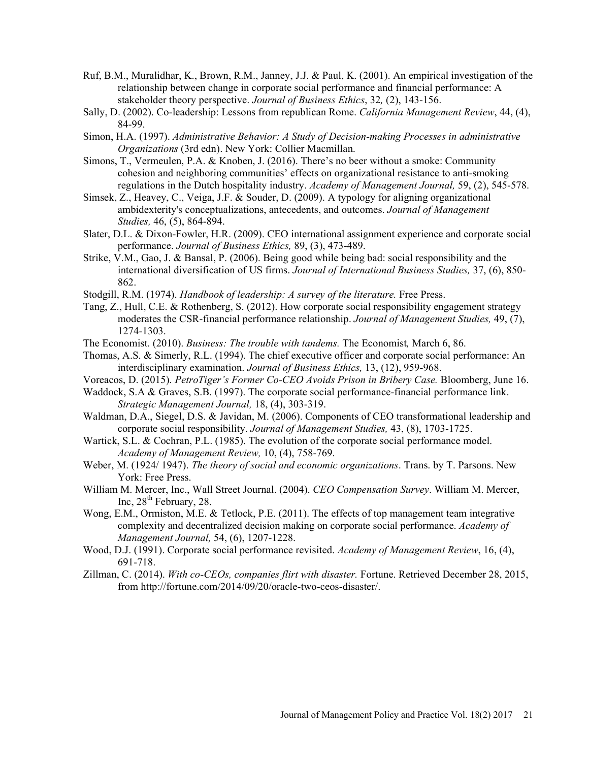Ruf, B.M., Muralidhar, K., Brown, R.M., Janney, J.J. & Paul, K. (2001). An empirical investigation of the relationship between change in corporate social performance and financial performance: A stakeholder theory perspective. *Journal of Business Ethics*, 32, (2), 143-156.

Sally, D. (2002). Co-leadership: Lessons from republican Rome. *California Management Review*, 44, (4), 84-99.

Simon, H.A. (1997). *Administrative Behavior: A Study of Decision-making Processes in administrative Organizations* (3rd edn). New York: Collier Macmillan.

Simons, T., Vermeulen, P.A. & Knoben, J. (2016). There's no beer without a smoke: Community cohesion and neighboring communities' effects on organizational resistance to anti-smoking regulations in the Dutch hospitality industry. *Academy of Management Journal,* 59, (2), 545-578.

Simsek, Z., Heavey, C., Veiga, J.F. & Souder, D. (2009). A typology for aligning organizational ambidexterity's conceptualizations, antecedents, and outcomes. *Journal of Management Studies,* 46, (5), 864-894.

Slater, D.L. & Dixon-Fowler, H.R. (2009). CEO international assignment experience and corporate social performance. *Journal of Business Ethics,* 89, (3), 473-489.

Strike, V.M., Gao, J. & Bansal, P. (2006). Being good while being bad: social responsibility and the international diversification of US firms. *Journal of International Business Studies,* 37, (6), 850-862.

Stodgill, R.M. (1974). *Handbook of leadership: A survey of the literature.* Free Press.

Tang, Z., Hull, C.E. & Rothenberg, S. (2012). How corporate social responsibility engagement strategy moderates the CSR-financial performance relationship. *Journal of Management Studies,* 49, (7), 1274-1303.

The Economist. (2010). *Business: The trouble with tandems.* The Economist*,* March 6, 86.

Thomas, A.S. & Simerly, R.L. (1994). The chief executive officer and corporate social performance: An interdisciplinary examination. *Journal of Business Ethics,* 13, (12), 959-968.

Voreacos, D. (2015). *PetroTiger's Former Co-CEO Avoids Prison in Bribery Case.* Bloomberg, June 16.

Waddock, S.A & Graves, S.B. (1997). The corporate social performance-financial performance link. *Strategic Management Journal,* 18, (4), 303-319.

Waldman, D.A., Siegel, D.S. & Javidan, M. (2006). Components of CEO transformational leadership and corporate social responsibility. *Journal of Management Studies,* 43, (8), 1703-1725.

Wartick, S.L. & Cochran, P.L. (1985). The evolution of the corporate social performance model. *Academy of Management Review,* 10, (4), 758-769.

Weber, M. (1924/ 1947). *The theory of social and economic organizations*. Trans. by T. Parsons. New York: Free Press.

William M. Mercer, Inc., Wall Street Journal. (2004). *CEO Compensation Survey*. William M. Mercer, Inc, 28th February, 28.

Wong, E.M., Ormiston, M.E. & Tetlock, P.E. (2011). The effects of top management team integrative complexity and decentralized decision making on corporate social performance. *Academy of Management Journal,* 54, (6), 1207-1228.

Wood, D.J. (1991). Corporate social performance revisited. *Academy of Management Review*, 16, (4), 691-718.

Zillman, C. (2014). *With co-CEOs, companies flirt with disaster.* Fortune. Retrieved December 28, 2015, from http://fortune.com/2014/09/20/oracle-two-ceos-disaster/.